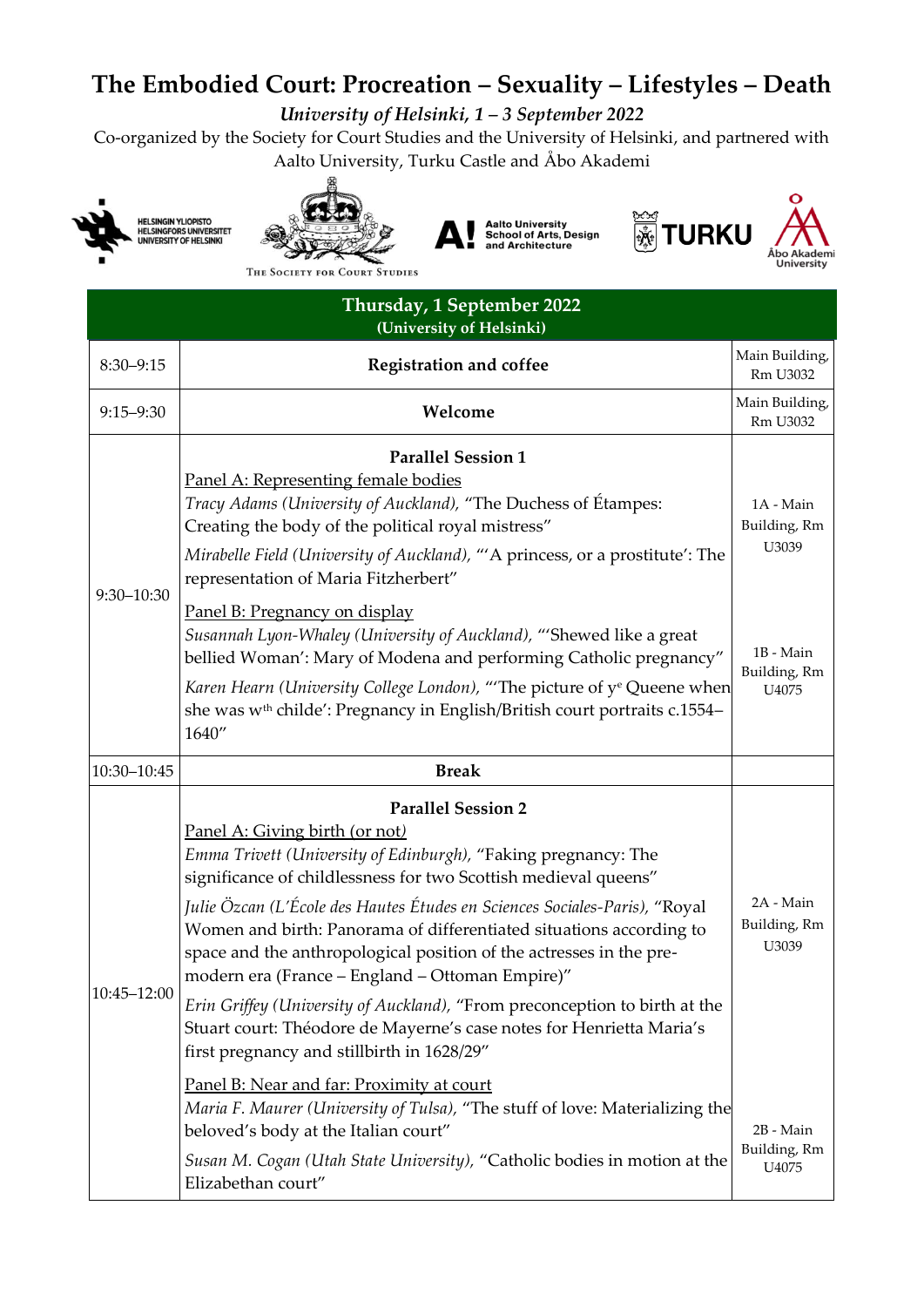# The Embodied Court: Procreation – Sexuality – Lifestyles – Death

*University of Helsinki, 1 – 3 September 2022*

Co-organized by the Society for Court Studies and the University of Helsinki, and partnered with Aalto University, Turku Castle and Åbo Akademi

| **Thursday, 1 September 2022 (University of Helsinki)** | | |
|---|---|---|
| 8:30–9:15 | **Registration and coffee** | Main Building, Rm U3032 |
| 9:15–9:30 | **Welcome** | Main Building, Rm U3032 |
| 9:30–10:30 | **Parallel Session 1**<br>Panel A: Representing female bodies<br>*Tracy Adams (University of Auckland),* "The Duchess of Étampes: Creating the body of the political royal mistress"<br>*Mirabelle Field (University of Auckland),* "'A princess, or a prostitute': The representation of Maria Fitzherbert"<br>Panel B: Pregnancy on display<br>*Susannah Lyon-Whaley (University of Auckland),* "'Shewed like a great bellied Woman': Mary of Modena and performing Catholic pregnancy"<br>*Karen Hearn (University College London),* "'The picture of y[e] Queene when she was w[th] childe': Pregnancy in English/British court portraits c.1554–1640" | 1A - Main Building, Rm U3039<br><br>1B - Main Building, Rm U4075 |
| 10:30–10:45 | **Break** | |
| 10:45–12:00 | **Parallel Session 2**<br>Panel A: Giving birth (or not)<br>*Emma Trivett (University of Edinburgh),* "Faking pregnancy: The significance of childlessness for two Scottish medieval queens"<br>*Julie Özcan (L'École des Hautes Études en Sciences Sociales-Paris),* "Royal Women and birth: Panorama of differentiated situations according to space and the anthropological position of the actresses in the pre-modern era (France – England – Ottoman Empire)"<br>*Erin Griffey (University of Auckland),* "From preconception to birth at the Stuart court: Théodore de Mayerne's case notes for Henrietta Maria's first pregnancy and stillbirth in 1628/29"<br>Panel B: Near and far: Proximity at court<br>*Maria F. Maurer (University of Tulsa),* "The stuff of love: Materializing the beloved's body at the Italian court"<br>*Susan M. Cogan (Utah State University),* "Catholic bodies in motion at the Elizabethan court" | 2A - Main Building, Rm U3039<br><br>2B - Main Building, Rm U4075 |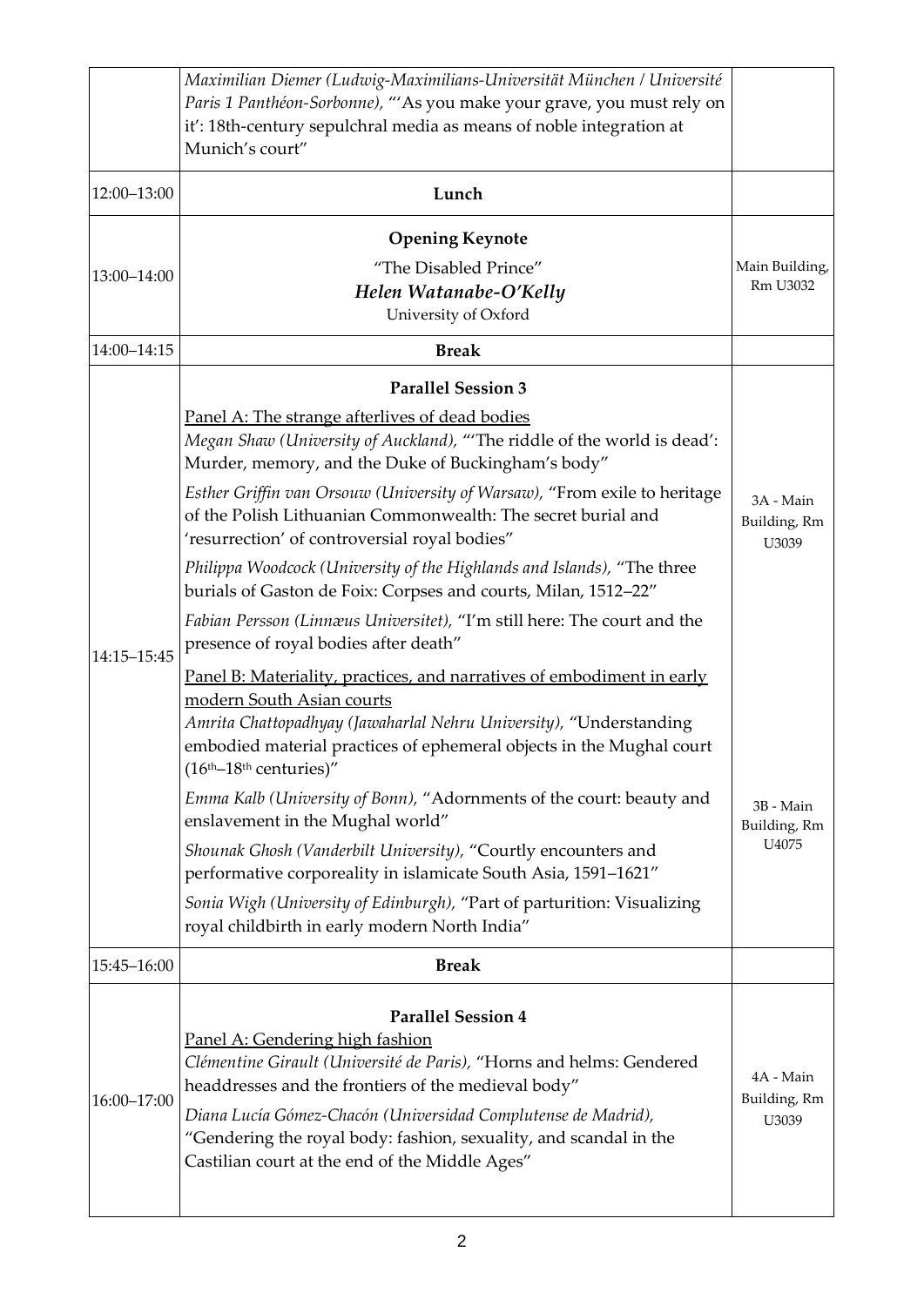| | | |
|---|---|---|
| | *Maximilian Diemer (Ludwig-Maximilians-Universität München / Université Paris 1 Panthéon-Sorbonne),* "'As you make your grave, you must rely on it': 18th-century sepulchral media as means of noble integration at Munich's court" | |
| 12:00–13:00 | **Lunch** | |
| 13:00–14:00 | **Opening Keynote**<br>"The Disabled Prince"<br>***Helen Watanabe-O'Kelly***<br>University of Oxford | Main Building, Rm U3032 |
| 14:00–14:15 | **Break** | |
| 14:15–15:45 | **Parallel Session 3**<br>Panel A: The strange afterlives of dead bodies<br>*Megan Shaw (University of Auckland),* "'The riddle of the world is dead': Murder, memory, and the Duke of Buckingham's body"<br>*Esther Griffin van Orsouw (University of Warsaw),* "From exile to heritage of the Polish Lithuanian Commonwealth: The secret burial and 'resurrection' of controversial royal bodies"<br>*Philippa Woodcock (University of the Highlands and Islands),* "The three burials of Gaston de Foix: Corpses and courts, Milan, 1512–22"<br>*Fabian Persson (Linnæus Universitet),* "I'm still here: The court and the presence of royal bodies after death" | 3A - Main Building, Rm U3039 |
| | Panel B: Materiality, practices, and narratives of embodiment in early modern South Asian courts<br>*Amrita Chattopadhyay (Jawaharlal Nehru University),* "Understanding embodied material practices of ephemeral objects in the Mughal court (16th–18th centuries)"<br>*Emma Kalb (University of Bonn),* "Adornments of the court: beauty and enslavement in the Mughal world"<br>*Shounak Ghosh (Vanderbilt University),* "Courtly encounters and performative corporeality in islamicate South Asia, 1591–1621"<br>*Sonia Wigh (University of Edinburgh),* "Part of parturition: Visualizing royal childbirth in early modern North India" | 3B - Main Building, Rm U4075 |
| 15:45–16:00 | **Break** | |
| 16:00–17:00 | **Parallel Session 4**<br>Panel A: Gendering high fashion<br>*Clémentine Girault (Université de Paris),* "Horns and helms: Gendered headdresses and the frontiers of the medieval body"<br>*Diana Lucía Gómez-Chacón (Universidad Complutense de Madrid),* "Gendering the royal body: fashion, sexuality, and scandal in the Castilian court at the end of the Middle Ages" | 4A - Main Building, Rm U3039 |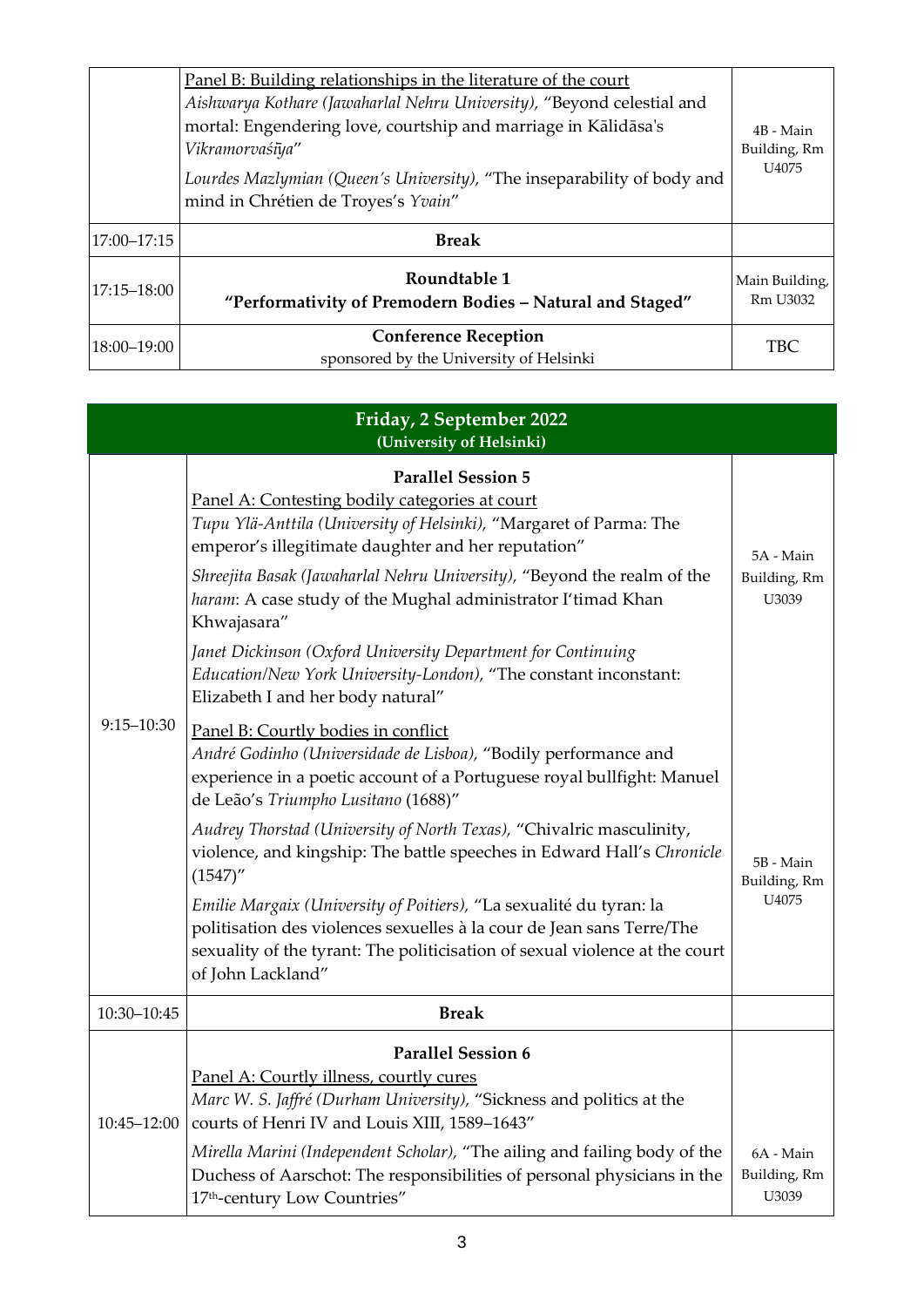| | Panel B: Building relationships in the literature of the court<br>*Aishwarya Kothare (Jawaharlal Nehru University),* "Beyond celestial and mortal: Engendering love, courtship and marriage in Kālidāsa's *Vikramorvaśīya*"<br>*Lourdes Mazlymian (Queen's University),* "The inseparability of body and mind in Chrétien de Troyes's *Yvain*" | 4B - Main Building, Rm U4075 |
|---|---|---|
| 17:00–17:15 | **Break** | |
| 17:15–18:00 | **Roundtable 1**<br>**"Performativity of Premodern Bodies – Natural and Staged"** | Main Building, Rm U3032 |
| 18:00–19:00 | **Conference Reception**<br>sponsored by the University of Helsinki | TBC |

| **Friday, 2 September 2022 (University of Helsinki)** | | |
|---|---|---|
| 9:15–10:30 | **Parallel Session 5**<br>Panel A: Contesting bodily categories at court<br>*Tupu Ylä-Anttila (University of Helsinki),* "Margaret of Parma: The emperor's illegitimate daughter and her reputation"<br>*Shreejita Basak (Jawaharlal Nehru University),* "Beyond the realm of the *haram*: A case study of the Mughal administrator I'timad Khan Khwajasara"<br>*Janet Dickinson (Oxford University Department for Continuing Education/New York University-London),* "The constant inconstant: Elizabeth I and her body natural" | 5A - Main Building, Rm U3039 |
| | Panel B: Courtly bodies in conflict<br>*André Godinho (Universidade de Lisboa),* "Bodily performance and experience in a poetic account of a Portuguese royal bullfight: Manuel de Leão's *Triumpho Lusitano* (1688)"<br>*Audrey Thorstad (University of North Texas),* "Chivalric masculinity, violence, and kingship: The battle speeches in Edward Hall's *Chronicle* (1547)"<br>*Emilie Margaix (University of Poitiers),* "La sexualité du tyran: la politisation des violences sexuelles à la cour de Jean sans Terre/The sexuality of the tyrant: The politicisation of sexual violence at the court of John Lackland" | 5B - Main Building, Rm U4075 |
| 10:30–10:45 | **Break** | |
| 10:45–12:00 | **Parallel Session 6**<br>Panel A: Courtly illness, courtly cures<br>*Marc W. S. Jaffré (Durham University),* "Sickness and politics at the courts of Henri IV and Louis XIII, 1589–1643"<br>*Mirella Marini (Independent Scholar),* "The ailing and failing body of the Duchess of Aarschot: The responsibilities of personal physicians in the 17th-century Low Countries" | 6A - Main Building, Rm U3039 |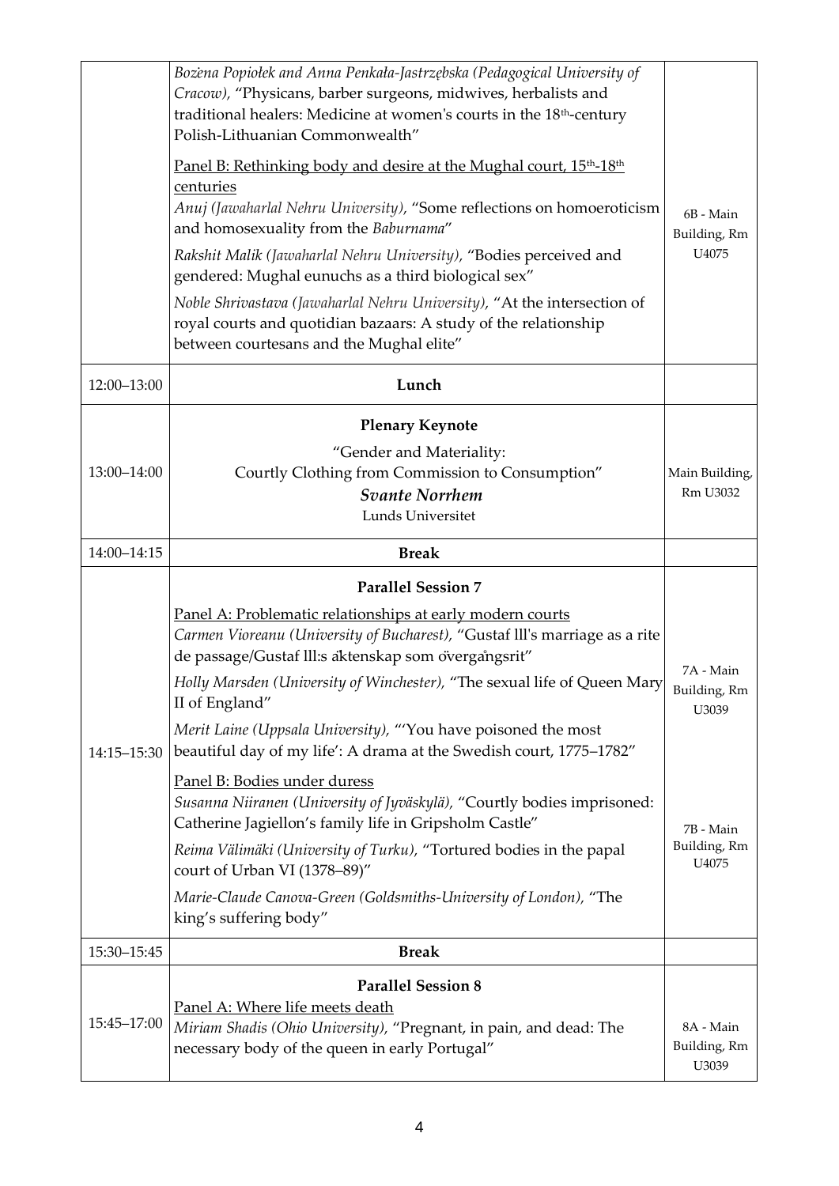| | | |
|---|---|---|
| | *Bożena Popiołek and Anna Penkała-Jastrzębska (Pedagogical University of Cracow),* "Physicans, barber surgeons, midwives, herbalists and traditional healers: Medicine at women's courts in the 18th-century Polish-Lithuanian Commonwealth"<br><br><u>Panel B: Rethinking body and desire at the Mughal court, 15th-18th centuries</u><br>*Anuj (Jawaharlal Nehru University),* "Some reflections on homoeroticism and homosexuality from the *Baburnama*"<br><br>*Rakshit Malik (Jawaharlal Nehru University),* "Bodies perceived and gendered: Mughal eunuchs as a third biological sex"<br><br>*Noble Shrivastava (Jawaharlal Nehru University),* "At the intersection of royal courts and quotidian bazaars: A study of the relationship between courtesans and the Mughal elite" | 6B - Main Building, Rm U4075 |
| 12:00–13:00 | **Lunch** | |
| 13:00–14:00 | **Plenary Keynote**<br>"Gender and Materiality:<br>Courtly Clothing from Commission to Consumption"<br>***Svante Norrhem***<br>Lunds Universitet | Main Building, Rm U3032 |
| 14:00–14:15 | **Break** | |
| 14:15–15:30 | **Parallel Session 7**<br><u>Panel A: Problematic relationships at early modern courts</u><br>*Carmen Vioreanu (University of Bucharest),* "Gustaf lll's marriage as a rite de passage/Gustaf lll:s äktenskap som övergångsrit"<br><br>*Holly Marsden (University of Winchester),* "The sexual life of Queen Mary II of England"<br><br>*Merit Laine (Uppsala University),* "'You have poisoned the most beautiful day of my life': A drama at the Swedish court, 1775–1782"<br><br><u>Panel B: Bodies under duress</u><br>*Susanna Niiranen (University of Jyväskylä),* "Courtly bodies imprisoned: Catherine Jagiellon's family life in Gripsholm Castle"<br><br>*Reima Välimäki (University of Turku),* "Tortured bodies in the papal court of Urban VI (1378–89)"<br><br>*Marie-Claude Canova-Green (Goldsmiths-University of London),* "The king's suffering body" | 7A - Main Building, Rm U3039<br><br>7B - Main Building, Rm U4075 |
| 15:30–15:45 | **Break** | |
| 15:45–17:00 | **Parallel Session 8**<br><u>Panel A: Where life meets death</u><br>*Miriam Shadis (Ohio University),* "Pregnant, in pain, and dead: The necessary body of the queen in early Portugal" | 8A - Main Building, Rm U3039 |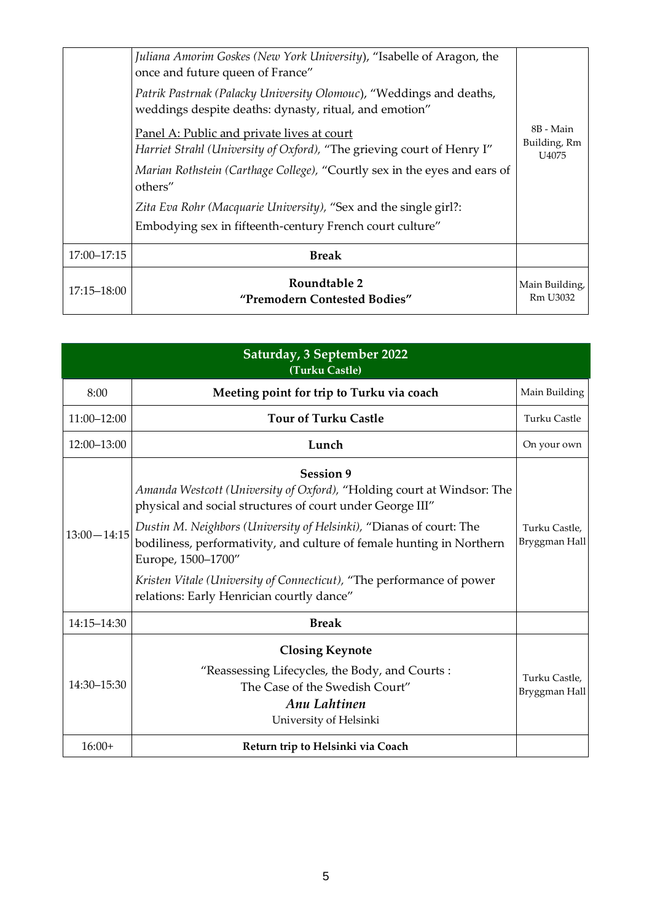| | | |
|---|---|---|
| | *Juliana Amorim Goskes (New York University)*, "Isabelle of Aragon, the once and future queen of France"<br>*Patrik Pastrnak (Palacky University Olomouc)*, "Weddings and deaths, weddings despite deaths: dynasty, ritual, and emotion"<br>Panel A: Public and private lives at court<br>*Harriet Strahl (University of Oxford),* "The grieving court of Henry I"<br>*Marian Rothstein (Carthage College),* "Courtly sex in the eyes and ears of others"<br>*Zita Eva Rohr (Macquarie University),* "Sex and the single girl?: Embodying sex in fifteenth-century French court culture" | 8B - Main Building, Rm U4075 |
| 17:00–17:15 | **Break** | |
| 17:15–18:00 | **Roundtable 2**<br>**"Premodern Contested Bodies"** | Main Building, Rm U3032 |

| **Saturday, 3 September 2022**<br>**(Turku Castle)** | | |
|---|---|---|
| 8:00 | **Meeting point for trip to Turku via coach** | Main Building |
| 11:00–12:00 | **Tour of Turku Castle** | Turku Castle |
| 12:00–13:00 | **Lunch** | On your own |
| 13:00—14:15 | **Session 9**<br>*Amanda Westcott (University of Oxford),* "Holding court at Windsor: The physical and social structures of court under George III"<br>*Dustin M. Neighbors (University of Helsinki),* "Dianas of court: The bodiliness, performativity, and culture of female hunting in Northern Europe, 1500–1700"<br>*Kristen Vitale (University of Connecticut),* "The performance of power relations: Early Henrician courtly dance" | Turku Castle, Bryggman Hall |
| 14:15–14:30 | **Break** | |
| 14:30–15:30 | **Closing Keynote**<br>"Reassessing Lifecycles, the Body, and Courts : The Case of the Swedish Court"<br>***Anu Lahtinen***<br>University of Helsinki | Turku Castle, Bryggman Hall |
| 16:00+ | **Return trip to Helsinki via Coach** | |